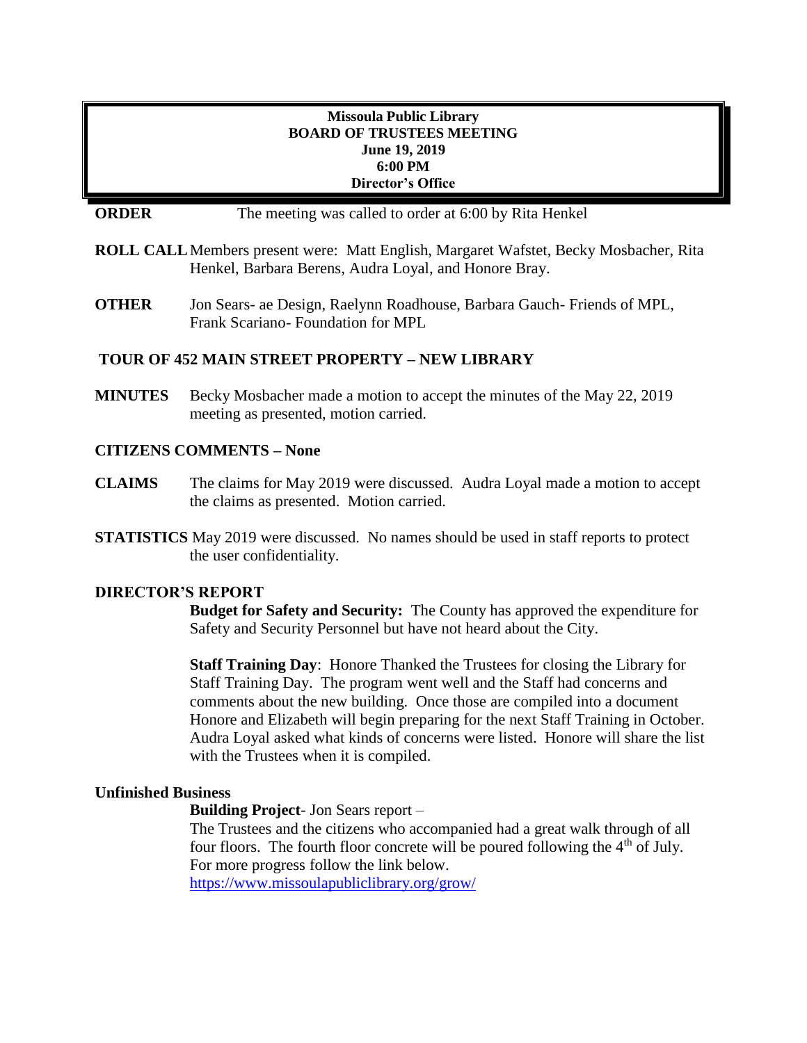**Missoula Public Library**
**BOARD OF TRUSTEES MEETING**
**June 19, 2019**
**6:00 PM**
**Director's Office**

**ORDER** The meeting was called to order at 6:00 by Rita Henkel

**ROLL CALL** Members present were: Matt English, Margaret Wafstet, Becky Mosbacher, Rita Henkel, Barbara Berens, Audra Loyal, and Honore Bray.

**OTHER** Jon Sears- ae Design, Raelynn Roadhouse, Barbara Gauch- Friends of MPL, Frank Scariano- Foundation for MPL

**TOUR OF 452 MAIN STREET PROPERTY – NEW LIBRARY**

**MINUTES** Becky Mosbacher made a motion to accept the minutes of the May 22, 2019 meeting as presented, motion carried.

**CITIZENS COMMENTS – None**

**CLAIMS** The claims for May 2019 were discussed. Audra Loyal made a motion to accept the claims as presented. Motion carried.

**STATISTICS** May 2019 were discussed. No names should be used in staff reports to protect the user confidentiality.

**DIRECTOR'S REPORT**

**Budget for Safety and Security:** The County has approved the expenditure for Safety and Security Personnel but have not heard about the City.

**Staff Training Day**: Honore Thanked the Trustees for closing the Library for Staff Training Day. The program went well and the Staff had concerns and comments about the new building. Once those are compiled into a document Honore and Elizabeth will begin preparing for the next Staff Training in October. Audra Loyal asked what kinds of concerns were listed. Honore will share the list with the Trustees when it is compiled.

**Unfinished Business**

**Building Project**- Jon Sears report –

The Trustees and the citizens who accompanied had a great walk through of all four floors. The fourth floor concrete will be poured following the 4th of July. For more progress follow the link below.

https://www.missoulapubliclibrary.org/grow/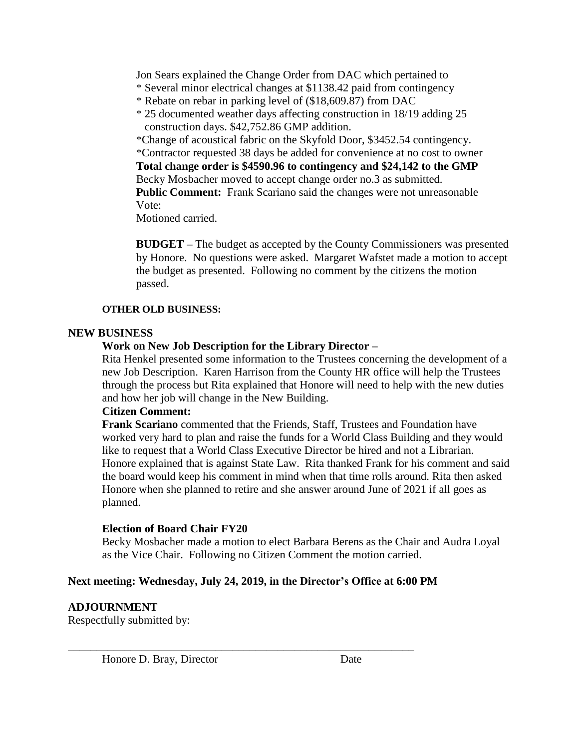Jon Sears explained the Change Order from DAC which pertained to

* Several minor electrical changes at $1138.42 paid from contingency
* Rebate on rebar in parking level of ($18,609.87) from DAC
* 25 documented weather days affecting construction in 18/19 adding 25 construction days. $42,752.86 GMP addition.

*Change of acoustical fabric on the Skyfold Door, $3452.54 contingency.

*Contractor requested 38 days be added for convenience at no cost to owner

**Total change order is $4590.96 to contingency and $24,142 to the GMP**

Becky Mosbacher moved to accept change order no.3 as submitted.

**Public Comment:** Frank Scariano said the changes were not unreasonable

Vote:

Motioned carried.

**BUDGET –** The budget as accepted by the County Commissioners was presented by Honore. No questions were asked. Margaret Wafstet made a motion to accept the budget as presented. Following no comment by the citizens the motion passed.

**OTHER OLD BUSINESS:**

**NEW BUSINESS**

**Work on New Job Description for the Library Director –**

Rita Henkel presented some information to the Trustees concerning the development of a new Job Description. Karen Harrison from the County HR office will help the Trustees through the process but Rita explained that Honore will need to help with the new duties and how her job will change in the New Building.

**Citizen Comment:**

**Frank Scariano** commented that the Friends, Staff, Trustees and Foundation have worked very hard to plan and raise the funds for a World Class Building and they would like to request that a World Class Executive Director be hired and not a Librarian. Honore explained that is against State Law. Rita thanked Frank for his comment and said the board would keep his comment in mind when that time rolls around. Rita then asked Honore when she planned to retire and she answer around June of 2021 if all goes as planned.

**Election of Board Chair FY20**

Becky Mosbacher made a motion to elect Barbara Berens as the Chair and Audra Loyal as the Vice Chair. Following no Citizen Comment the motion carried.

**Next meeting: Wednesday, July 24, 2019, in the Director's Office at 6:00 PM**

**ADJOURNMENT**

Respectfully submitted by:

\_\_\_\_\_\_\_\_\_\_\_\_\_\_\_\_\_\_\_\_\_\_\_\_\_\_\_\_\_\_\_\_\_\_\_\_\_\_\_\_\_\_\_\_\_\_\_\_\_\_\_\_\_\_\_\_\_\_\_\_

Honore D. Bray, Director Date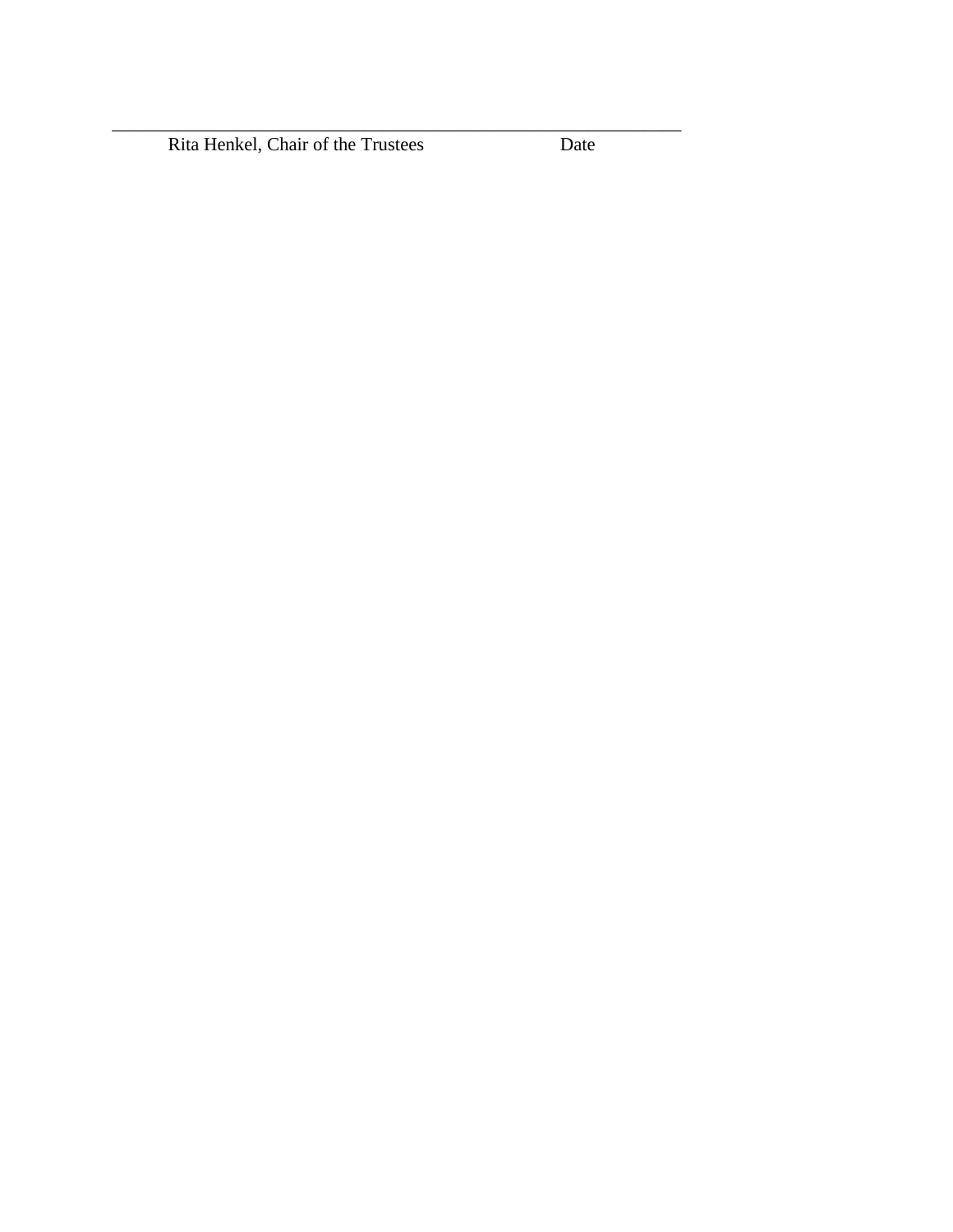\_\_\_\_\_\_\_\_\_\_\_\_\_\_\_\_\_\_\_\_\_\_\_\_\_\_\_\_\_\_\_\_\_\_\_\_\_\_\_\_\_\_\_\_\_\_\_\_\_\_\_\_\_\_\_\_\_\_\_\_

Rita Henkel, Chair of the Trustees Date